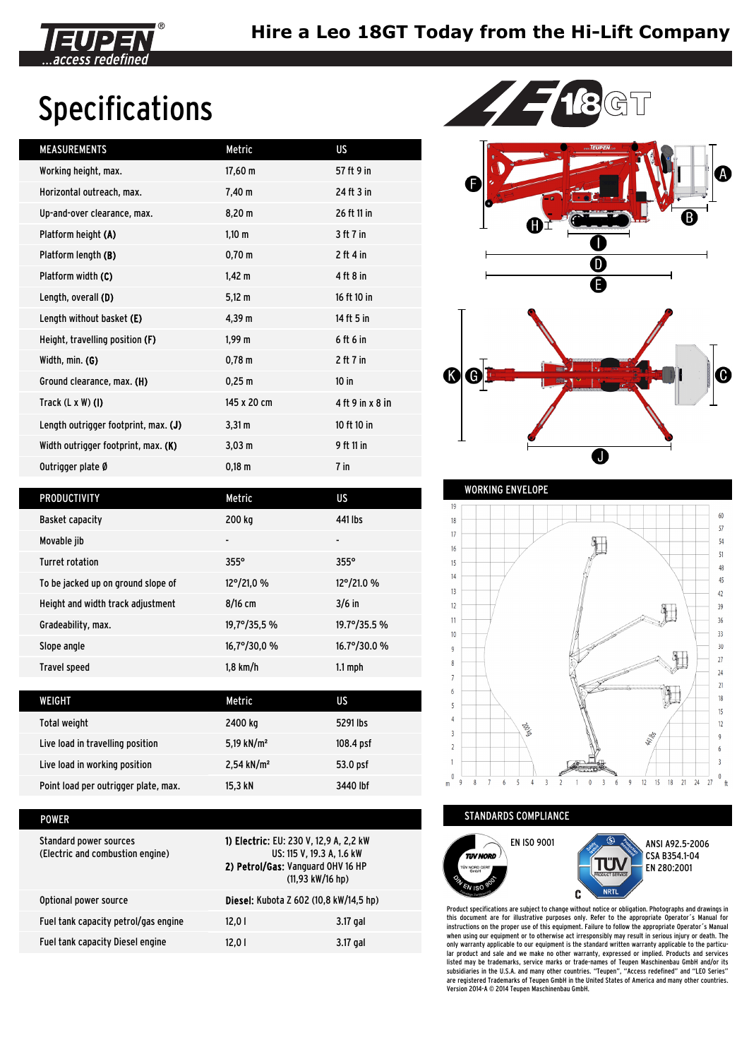# Hire a Leo 18GT Today from the Hi-Lift Company

## Specifications

| MEASUREMENTS | Metric | US |
|---|---|---|
| Working height, max. | 17,60 m | 57 ft 9 in |
| Horizontal outreach, max. | 7,40 m | 24 ft 3 in |
| Up-and-over clearance, max. | 8,20 m | 26 ft 11 in |
| Platform height **(A)** | 1,10 m | 3 ft 7 in |
| Platform length **(B)** | 0,70 m | 2 ft 4 in |
| Platform width **(C)** | 1,42 m | 4 ft 8 in |
| Length, overall **(D)** | 5,12 m | 16 ft 10 in |
| Length without basket **(E)** | 4,39 m | 14 ft 5 in |
| Height, travelling position **(F)** | 1,99 m | 6 ft 6 in |
| Width, min. **(G)** | 0,78 m | 2 ft 7 in |
| Ground clearance, max. **(H)** | 0,25 m | 10 in |
| Track (L x W) **(I)** | 145 x 20 cm | 4 ft 9 in x 8 in |
| Length outrigger footprint, max. **(J)** | 3,31 m | 10 ft 10 in |
| Width outrigger footprint, max. **(K)** | 3,03 m | 9 ft 11 in |
| Outrigger plate Ø | 0,18 m | 7 in |

| PRODUCTIVITY | Metric | US |
|---|---|---|
| Basket capacity | 200 kg | 441 lbs |
| Movable jib | - | - |
| Turret rotation | 355° | 355° |
| To be jacked up on ground slope of | 12°/21,0 % | 12°/21.0 % |
| Height and width track adjustment | 8/16 cm | 3/6 in |
| Gradeability, max. | 19,7°/35,5 % | 19.7°/35.5 % |
| Slope angle | 16,7°/30,0 % | 16.7°/30.0 % |
| Travel speed | 1,8 km/h | 1.1 mph |

| WEIGHT | Metric | US |
|---|---|---|
| Total weight | 2400 kg | 5291 lbs |
| Live load in travelling position | 5,19 kN/m² | 108.4 psf |
| Live load in working position | 2,54 kN/m² | 53.0 psf |
| Point load per outrigger plate, max. | 15,3 kN | 3440 lbf |

| POWER | | |
|---|---|---|
| Standard power sources (Electric and combustion engine) | **1) Electric:** EU: 230 V, 12,9 A, 2,2 kW US: 115 V, 19.3 A, 1.6 kW **2) Petrol/Gas:** Vanguard OHV 16 HP (11,93 kW/16 hp) | |
| Optional power source | **Diesel:** Kubota Z 602 (10,8 kW/14,5 hp) | |
| Fuel tank capacity petrol/gas engine | 12,0 l | 3.17 gal |
| Fuel tank capacity Diesel engine | 12,0 l | 3.17 gal |

## WORKING ENVELOPE

## STANDARDS COMPLIANCE

EN ISO 9001

ANSI A92.5-2006
CSA B354.1-04
EN 280:2001

Product specifications are subject to change without notice or obligation. Photographs and drawings in this document are for illustrative purposes only. Refer to the appropriate Operator´s Manual for instructions on the proper use of this equipment. Failure to follow the appropriate Operator´s Manual when using our equipment or to otherwise act irresponsibly may result in serious injury or death. The only warranty applicable to our equipment is the standard written warranty applicable to the particular product and sale and we make no other warranty, expressed or implied. Products and services listed may be trademarks, service marks or trade-names of Teupen Maschinenbau GmbH and/or its subsidiaries in the U.S.A. and many other countries. "Teupen", "Access redefined" and "LEO Series" are registered Trademarks of Teupen GmbH in the United States of America and many other countries. Version 2014-A © 2014 Teupen Maschinenbau GmbH.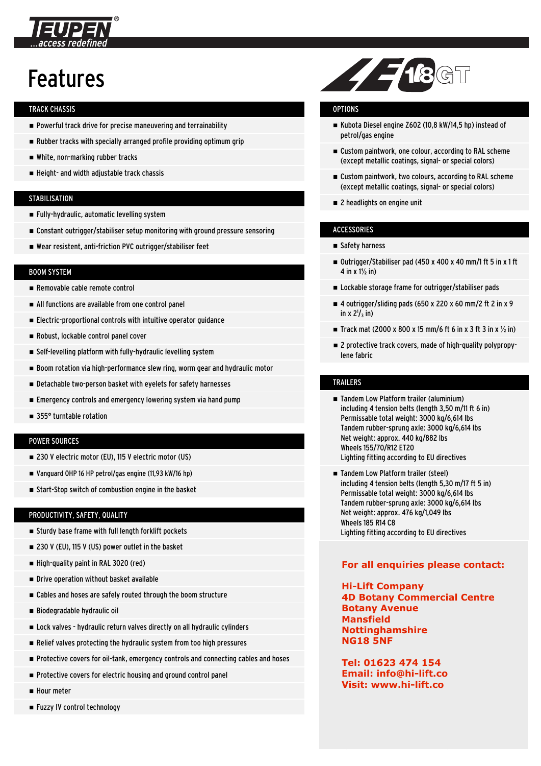# Features

LF 18GT

## TRACK CHASSIS

- Powerful track drive for precise maneuvering and terrainability
- Rubber tracks with specially arranged profile providing optimum grip
- White, non-marking rubber tracks
- Height- and width adjustable track chassis

## STABILISATION

- Fully-hydraulic, automatic levelling system
- Constant outrigger/stabiliser setup monitoring with ground pressure sensoring
- Wear resistent, anti-friction PVC outrigger/stabiliser feet

## BOOM SYSTEM

- Removable cable remote control
- All functions are available from one control panel
- Electric-proportional controls with intuitive operator guidance
- Robust, lockable control panel cover
- Self-levelling platform with fully-hydraulic levelling system
- Boom rotation via high-performance slew ring, worm gear and hydraulic motor
- Detachable two-person basket with eyelets for safety harnesses
- Emergency controls and emergency lowering system via hand pump
- 355° turntable rotation

## POWER SOURCES

- 230 V electric motor (EU), 115 V electric motor (US)
- Vanguard OHP 16 HP petrol/gas engine (11,93 kW/16 hp)
- Start-Stop switch of combustion engine in the basket

## PRODUCTIVITY, SAFETY, QUALITY

- Sturdy base frame with full length forklift pockets
- 230 V (EU), 115 V (US) power outlet in the basket
- High-quality paint in RAL 3020 (red)
- Drive operation without basket available
- Cables and hoses are safely routed through the boom structure
- Biodegradable hydraulic oil
- Lock valves - hydraulic return valves directly on all hydraulic cylinders
- Relief valves protecting the hydraulic system from too high pressures
- Protective covers for oil-tank, emergency controls and connecting cables and hoses
- Protective covers for electric housing and ground control panel
- Hour meter
- Fuzzy IV control technology

## OPTIONS

- Kubota Diesel engine Z602 (10,8 kW/14,5 hp) instead of petrol/gas engine
- Custom paintwork, one colour, according to RAL scheme (except metallic coatings, signal- or special colors)
- Custom paintwork, two colours, according to RAL scheme (except metallic coatings, signal- or special colors)
- 2 headlights on engine unit

## ACCESSORIES

- Safety harness
- Outrigger/Stabiliser pad (450 x 400 x 40 mm/1 ft 5 in x 1 ft 4 in x 1½ in)
- Lockable storage frame for outrigger/stabiliser pads
- 4 outrigger/sliding pads (650 x 220 x 60 mm/2 ft 2 in x 9 in x 2$^1/_3$ in)
- Track mat (2000 x 800 x 15 mm/6 ft 6 in x 3 ft 3 in x ½ in)
- 2 protective track covers, made of high-quality polypropylene fabric

## TRAILERS

- Tandem Low Platform trailer (aluminium)
  including 4 tension belts (length 3,50 m/11 ft 6 in)
  Permissable total weight: 3000 kg/6,614 lbs
  Tandem rubber-sprung axle: 3000 kg/6,614 lbs
  Net weight: approx. 440 kg/882 lbs
  Wheels 155/70/R12 ET20
  Lighting fitting according to EU directives
- Tandem Low Platform trailer (steel)
  including 4 tension belts (length 5,30 m/17 ft 5 in)
  Permissable total weight: 3000 kg/6,614 lbs
  Tandem rubber-sprung axle: 3000 kg/6,614 lbs
  Net weight: approx. 476 kg/1,049 lbs
  Wheels 185 R14 C8
  Lighting fitting according to EU directives

**For all enquiries please contact:**

**Hi-Lift Company**
**4D Botany Commercial Centre**
**Botany Avenue**
**Mansfield**
**Nottinghamshire**
**NG18 5NF**

**Tel: 01623 474 154**
**Email: info@hi-lift.co**
**Visit: www.hi-lift.co**